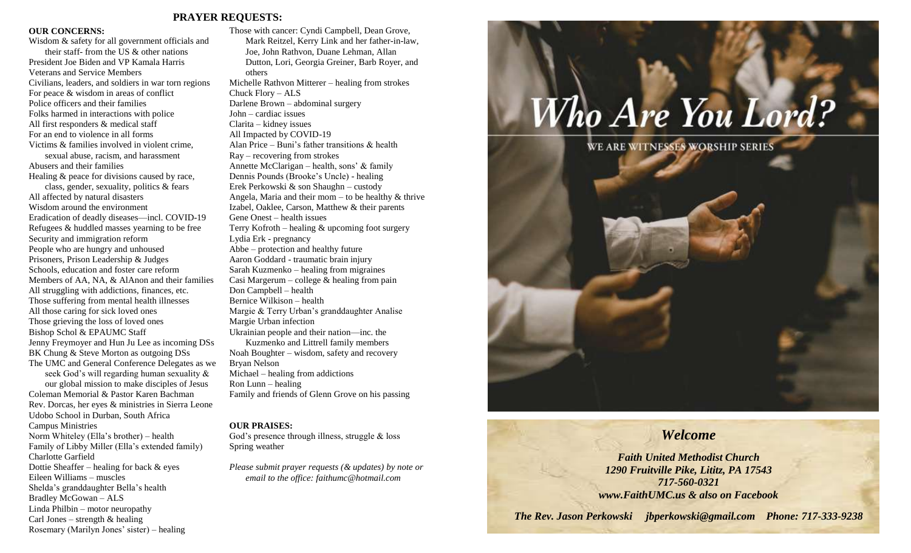## PRAYER REQUESTS:

**OUR CONCERNS:**

Wisdom & safety for all government officials and their staff- from the US & other nations
President Joe Biden and VP Kamala Harris
Veterans and Service Members
Civilians, leaders, and soldiers in war torn regions
For peace & wisdom in areas of conflict
Police officers and their families
Folks harmed in interactions with police
All first responders & medical staff
For an end to violence in all forms
Victims & families involved in violent crime, sexual abuse, racism, and harassment
Abusers and their families
Healing & peace for divisions caused by race, class, gender, sexuality, politics & fears
All affected by natural disasters
Wisdom around the environment
Eradication of deadly diseases—incl. COVID-19
Refugees & huddled masses yearning to be free
Security and immigration reform
People who are hungry and unhoused
Prisoners, Prison Leadership & Judges
Schools, education and foster care reform
Members of AA, NA, & AlAnon and their families
All struggling with addictions, finances, etc.
Those suffering from mental health illnesses
All those caring for sick loved ones
Those grieving the loss of loved ones
Bishop Schol & EPAUMC Staff
Jenny Freymoyer and Hun Ju Lee as incoming DSs
BK Chung & Steve Morton as outgoing DSs
The UMC and General Conference Delegates as we seek God's will regarding human sexuality & our global mission to make disciples of Jesus
Coleman Memorial & Pastor Karen Bachman
Rev. Dorcas, her eyes & ministries in Sierra Leone
Udobo School in Durban, South Africa
Campus Ministries
Norm Whiteley (Ella's brother) – health
Family of Libby Miller (Ella's extended family)
Charlotte Garfield
Dottie Sheaffer – healing for back & eyes
Eileen Williams – muscles
Shelda's granddaughter Bella's health
Bradley McGowan – ALS
Linda Philbin – motor neuropathy
Carl Jones – strength & healing
Rosemary (Marilyn Jones' sister) – healing
Those with cancer: Cyndi Campbell, Dean Grove, Mark Reitzel, Kerry Link and her father-in-law, Joe, John Rathvon, Duane Lehman, Allan Dutton, Lori, Georgia Greiner, Barb Royer, and others
Michelle Rathvon Mitterer – healing from strokes
Chuck Flory – ALS
Darlene Brown – abdominal surgery
John – cardiac issues
Clarita – kidney issues
All Impacted by COVID-19
Alan Price – Buni's father transitions & health
Ray – recovering from strokes
Annette McClarigan – health, sons' & family
Dennis Pounds (Brooke's Uncle) - healing
Erek Perkowski & son Shaughn – custody
Angela, Maria and their mom – to be healthy & thrive
Izabel, Oaklee, Carson, Matthew & their parents
Gene Onest – health issues
Terry Kofroth – healing & upcoming foot surgery
Lydia Erk - pregnancy
Abbe – protection and healthy future
Aaron Goddard - traumatic brain injury
Sarah Kuzmenko – healing from migraines
Casi Margerum – college & healing from pain
Don Campbell – health
Bernice Wilkison – health
Margie & Terry Urban's granddaughter Analise
Margie Urban infection
Ukrainian people and their nation—inc. the Kuzmenko and Littrell family members
Noah Boughter – wisdom, safety and recovery
Bryan Nelson
Michael – healing from addictions
Ron Lunn – healing
Family and friends of Glenn Grove on his passing

**OUR PRAISES:**

God's presence through illness, struggle & loss
Spring weather

*Please submit prayer requests (& updates) by note or email to the office: faithumc@hotmail.com*

# Who Are You Lord?

WE ARE WITNESSES WORSHIP SERIES

## *Welcome*

***Faith United Methodist Church***
***1290 Fruitville Pike, Lititz, PA 17543***
***717-560-0321***
***www.FaithUMC.us & also on Facebook***

***The Rev. Jason Perkowski jbperkowski@gmail.com Phone: 717-333-9238***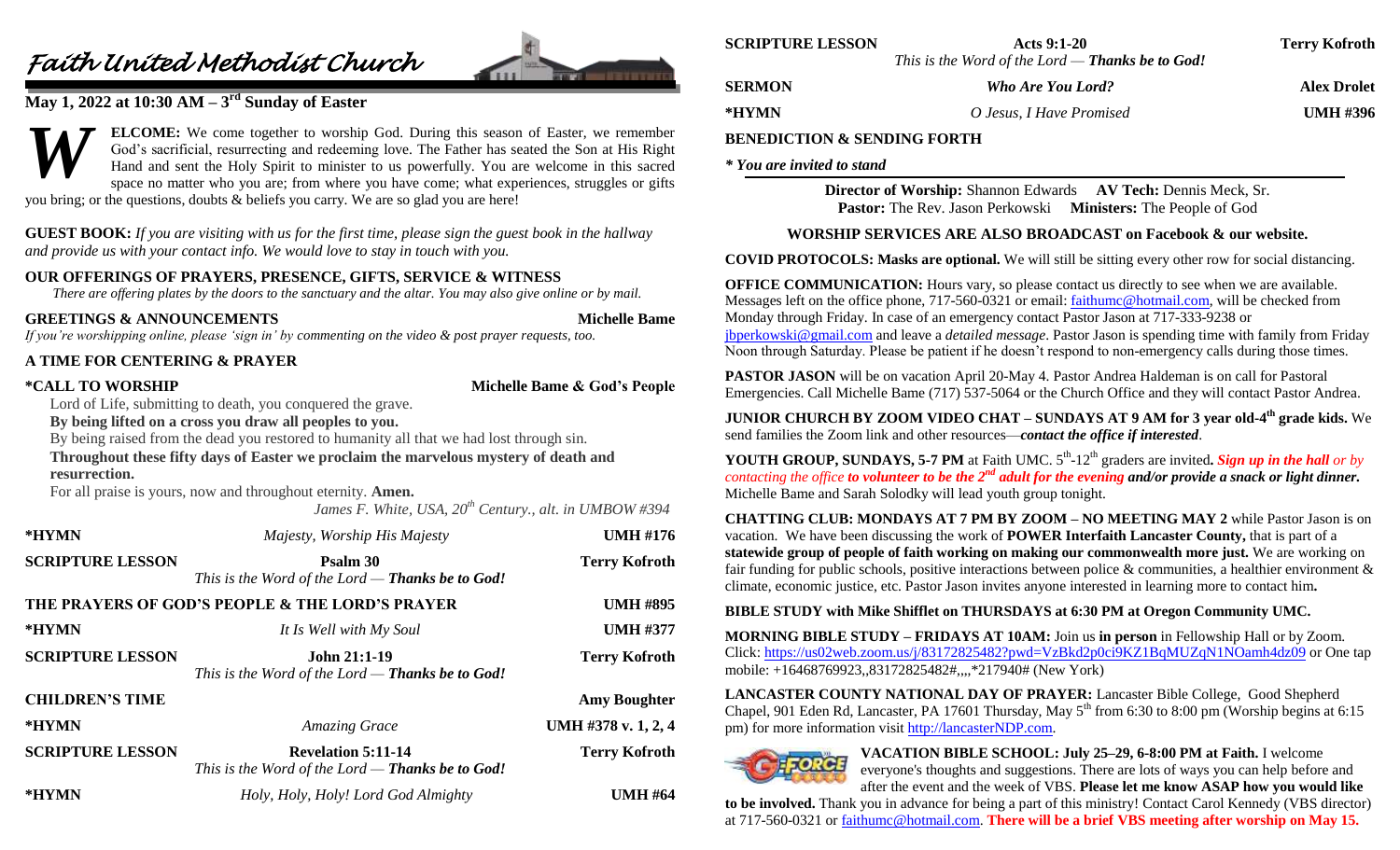# *Faith United Methodist Church*

## May 1, 2022 at 10:30 AM – 3rd Sunday of Easter

**WELCOME:** We come together to worship God. During this season of Easter, we remember God's sacrificial, resurrecting and redeeming love. The Father has seated the Son at His Right Hand and sent the Holy Spirit to minister to us powerfully. You are welcome in this sacred space no matter who you are; from where you have come; what experiences, struggles or gifts you bring; or the questions, doubts & beliefs you carry. We are so glad you are here!

**GUEST BOOK:** *If you are visiting with us for the first time, please sign the guest book in the hallway and provide us with your contact info. We would love to stay in touch with you.*

**OUR OFFERINGS OF PRAYERS, PRESENCE, GIFTS, SERVICE & WITNESS**

*There are offering plates by the doors to the sanctuary and the altar. You may also give online or by mail.*

**GREETINGS & ANNOUNCEMENTS** — **Michelle Bame**

*If you're worshipping online, please 'sign in' by commenting on the video & post prayer requests, too.*

**A TIME FOR CENTERING & PRAYER**

**\*CALL TO WORSHIP** — **Michelle Bame & God's People**

Lord of Life, submitting to death, you conquered the grave.
**By being lifted on a cross you draw all peoples to you.**
By being raised from the dead you restored to humanity all that we had lost through sin.
**Throughout these fifty days of Easter we proclaim the marvelous mystery of death and resurrection.**
For all praise is yours, now and throughout eternity. **Amen.**

*James F. White, USA, 20th Century., alt. in UMBOW #394*

| | | |
|---|---|---|
| **\*HYMN** | *Majesty, Worship His Majesty* | **UMH #176** |
| **SCRIPTURE LESSON** | **Psalm 30** *This is the Word of the Lord — **Thanks be to God!*** | **Terry Kofroth** |
| **THE PRAYERS OF GOD'S PEOPLE & THE LORD'S PRAYER** | | **UMH #895** |
| **\*HYMN** | *It Is Well with My Soul* | **UMH #377** |
| **SCRIPTURE LESSON** | **John 21:1-19** *This is the Word of the Lord — **Thanks be to God!*** | **Terry Kofroth** |
| **CHILDREN'S TIME** | | **Amy Boughter** |
| **\*HYMN** | *Amazing Grace* | **UMH #378 v. 1, 2, 4** |
| **SCRIPTURE LESSON** | **Revelation 5:11-14** *This is the Word of the Lord — **Thanks be to God!*** | **Terry Kofroth** |
| **\*HYMN** | *Holy, Holy, Holy! Lord God Almighty* | **UMH #64** |
| **SCRIPTURE LESSON** | **Acts 9:1-20** *This is the Word of the Lord — **Thanks be to God!*** | **Terry Kofroth** |
| **SERMON** | ***Who Are You Lord?*** | **Alex Drolet** |
| **\*HYMN** | *O Jesus, I Have Promised* | **UMH #396** |

**BENEDICTION & SENDING FORTH**

*\* You are invited to stand*

**Director of Worship:** Shannon Edwards **AV Tech:** Dennis Meck, Sr.
**Pastor:** The Rev. Jason Perkowski **Ministers:** The People of God

**WORSHIP SERVICES ARE ALSO BROADCAST on Facebook & our website.**

**COVID PROTOCOLS: Masks are optional.** We will still be sitting every other row for social distancing.

**OFFICE COMMUNICATION:** Hours vary, so please contact us directly to see when we are available. Messages left on the office phone, 717-560-0321 or email: faithumc@hotmail.com, will be checked from Monday through Friday. In case of an emergency contact Pastor Jason at 717-333-9238 or jbperkowski@gmail.com and leave a *detailed message*. Pastor Jason is spending time with family from Friday Noon through Saturday. Please be patient if he doesn't respond to non-emergency calls during those times.

**PASTOR JASON** will be on vacation April 20-May 4. Pastor Andrea Haldeman is on call for Pastoral Emergencies. Call Michelle Bame (717) 537-5064 or the Church Office and they will contact Pastor Andrea.

**JUNIOR CHURCH BY ZOOM VIDEO CHAT – SUNDAYS AT 9 AM for 3 year old-4th grade kids.** We send families the Zoom link and other resources—***contact the office if interested***.

**YOUTH GROUP, SUNDAYS, 5-7 PM** at Faith UMC. 5th-12th graders are invited**.** ***Sign up in the hall*** *or by contacting the office* ***to volunteer to be the 2nd adult for the evening and/or provide a snack or light dinner.*** Michelle Bame and Sarah Solodky will lead youth group tonight.

**CHATTING CLUB: MONDAYS AT 7 PM BY ZOOM – NO MEETING MAY 2** while Pastor Jason is on vacation. We have been discussing the work of **POWER Interfaith Lancaster County,** that is part of a **statewide group of people of faith working on making our commonwealth more just.** We are working on fair funding for public schools, positive interactions between police & communities, a healthier environment & climate, economic justice, etc. Pastor Jason invites anyone interested in learning more to contact him**.**

**BIBLE STUDY with Mike Shifflet on THURSDAYS at 6:30 PM at Oregon Community UMC.**

**MORNING BIBLE STUDY – FRIDAYS AT 10AM:** Join us **in person** in Fellowship Hall or by Zoom. Click: https://us02web.zoom.us/j/83172825482?pwd=VzBkd2p0ci9KZ1BqMUZqN1NOamh4dz09 or One tap mobile: +16468769923,,83172825482#,,,,\*217940# (New York)

**LANCASTER COUNTY NATIONAL DAY OF PRAYER:** Lancaster Bible College, Good Shepherd Chapel, 901 Eden Rd, Lancaster, PA 17601 Thursday, May 5th from 6:30 to 8:00 pm (Worship begins at 6:15 pm) for more information visit http://lancasterNDP.com.

**VACATION BIBLE SCHOOL: July 25–29, 6-8:00 PM at Faith.** I welcome everyone's thoughts and suggestions. There are lots of ways you can help before and after the event and the week of VBS. **Please let me know ASAP how you would like to be involved.** Thank you in advance for being a part of this ministry! Contact Carol Kennedy (VBS director) at 717-560-0321 or faithumc@hotmail.com. **There will be a brief VBS meeting after worship on May 15.**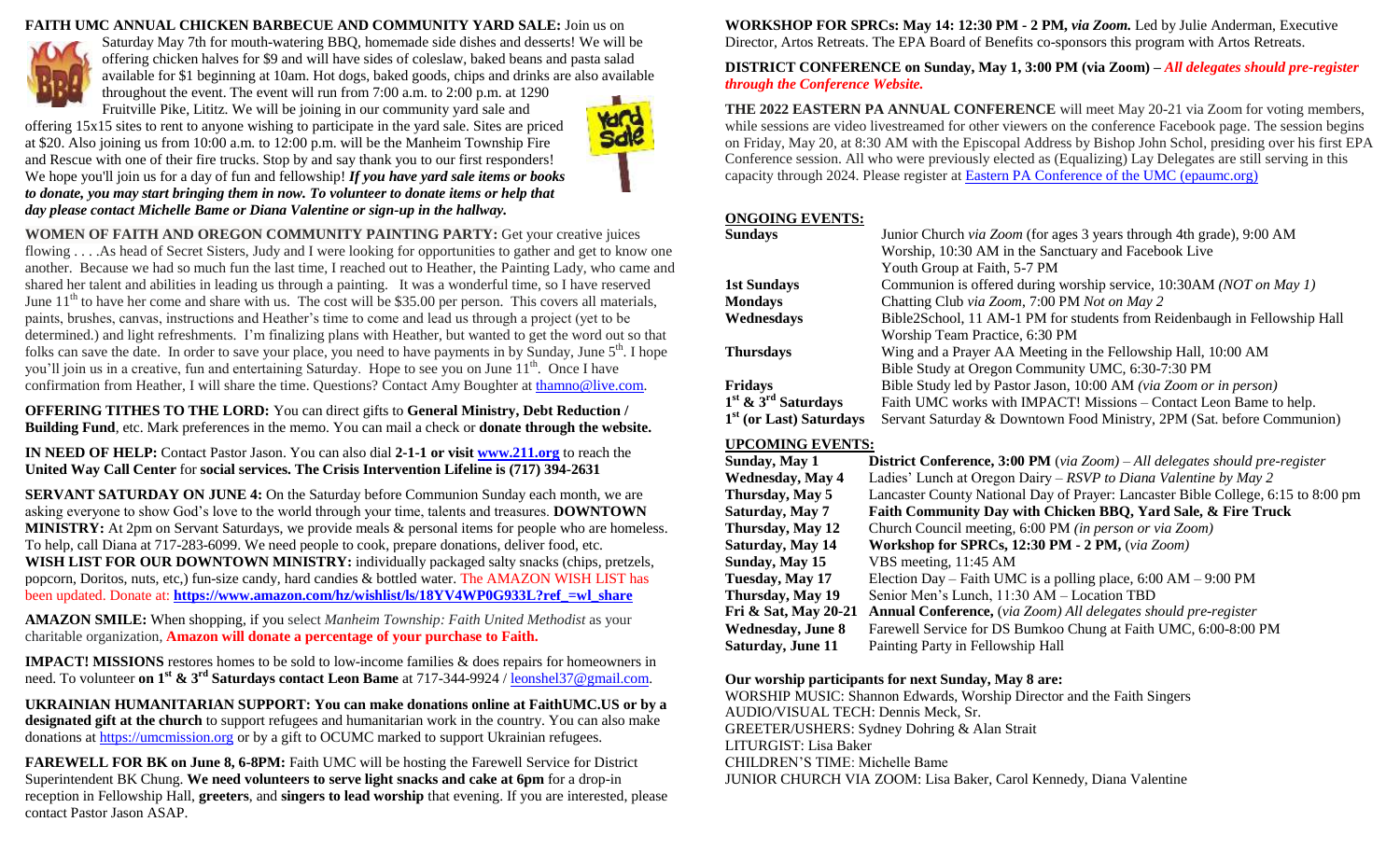**FAITH UMC ANNUAL CHICKEN BARBECUE AND COMMUNITY YARD SALE:** Join us on Saturday May 7th for mouth-watering BBQ, homemade side dishes and desserts! We will be offering chicken halves for $9 and will have sides of coleslaw, baked beans and pasta salad available for $1 beginning at 10am. Hot dogs, baked goods, chips and drinks are also available throughout the event. The event will run from 7:00 a.m. to 2:00 p.m. at 1290 Fruitville Pike, Lititz. We will be joining in our community yard sale and offering 15x15 sites to rent to anyone wishing to participate in the yard sale. Sites are priced at $20. Also joining us from 10:00 a.m. to 12:00 p.m. will be the Manheim Township Fire and Rescue with one of their fire trucks. Stop by and say thank you to our first responders! We hope you'll join us for a day of fun and fellowship! ***If you have yard sale items or books to donate, you may start bringing them in now. To volunteer to donate items or help that day please contact Michelle Bame or Diana Valentine or sign-up in the hallway.***

**WOMEN OF FAITH AND OREGON COMMUNITY PAINTING PARTY:** Get your creative juices flowing . . . .As head of Secret Sisters, Judy and I were looking for opportunities to gather and get to know one another. Because we had so much fun the last time, I reached out to Heather, the Painting Lady, who came and shared her talent and abilities in leading us through a painting. It was a wonderful time, so I have reserved June 11th to have her come and share with us. The cost will be $35.00 per person. This covers all materials, paints, brushes, canvas, instructions and Heather's time to come and lead us through a project (yet to be determined.) and light refreshments. I'm finalizing plans with Heather, but wanted to get the word out so that folks can save the date. In order to save your place, you need to have payments in by Sunday, June 5th. I hope you'll join us in a creative, fun and entertaining Saturday. Hope to see you on June 11th. Once I have confirmation from Heather, I will share the time. Questions? Contact Amy Boughter at thamno@live.com.

**OFFERING TITHES TO THE LORD:** You can direct gifts to **General Ministry, Debt Reduction / Building Fund**, etc. Mark preferences in the memo. You can mail a check or **donate through the website.**

**IN NEED OF HELP:** Contact Pastor Jason. You can also dial **2-1-1 or visit www.211.org** to reach the **United Way Call Center** for **social services. The Crisis Intervention Lifeline is (717) 394-2631**

**SERVANT SATURDAY ON JUNE 4:** On the Saturday before Communion Sunday each month, we are asking everyone to show God's love to the world through your time, talents and treasures. **DOWNTOWN MINISTRY:** At 2pm on Servant Saturdays, we provide meals & personal items for people who are homeless. To help, call Diana at 717-283-6099. We need people to cook, prepare donations, deliver food, etc.
**WISH LIST FOR OUR DOWNTOWN MINISTRY:** individually packaged salty snacks (chips, pretzels, popcorn, Doritos, nuts, etc,) fun-size candy, hard candies & bottled water. The AMAZON WISH LIST has been updated. Donate at: **https://www.amazon.com/hz/wishlist/ls/18YV4WP0G933L?ref_=wl_share**

**AMAZON SMILE:** When shopping, if you select *Manheim Township: Faith United Methodist* as your charitable organization, **Amazon will donate a percentage of your purchase to Faith.**

**IMPACT! MISSIONS** restores homes to be sold to low-income families & does repairs for homeowners in need. To volunteer **on 1st & 3rd Saturdays contact Leon Bame** at 717-344-9924 / leonshel37@gmail.com.

**UKRAINIAN HUMANITARIAN SUPPORT: You can make donations online at FaithUMC.US or by a designated gift at the church** to support refugees and humanitarian work in the country. You can also make donations at https://umcmission.org or by a gift to OCUMC marked to support Ukrainian refugees.

**FAREWELL FOR BK on June 8, 6-8PM:** Faith UMC will be hosting the Farewell Service for District Superintendent BK Chung. **We need volunteers to serve light snacks and cake at 6pm** for a drop-in reception in Fellowship Hall, **greeters**, and **singers to lead worship** that evening. If you are interested, please contact Pastor Jason ASAP.

**WORKSHOP FOR SPRCs: May 14: 12:30 PM - 2 PM,** ***via Zoom.*** Led by Julie Anderman, Executive Director, Artos Retreats. The EPA Board of Benefits co-sponsors this program with Artos Retreats.

**DISTRICT CONFERENCE on Sunday, May 1, 3:00 PM (via Zoom) –** ***All delegates should pre-register through the Conference Website.***

**THE 2022 EASTERN PA ANNUAL CONFERENCE** will meet May 20-21 via Zoom for voting members, while sessions are video livestreamed for other viewers on the conference Facebook page. The session begins on Friday, May 20, at 8:30 AM with the Episcopal Address by Bishop John Schol, presiding over his first EPA Conference session. All who were previously elected as (Equalizing) Lay Delegates are still serving in this capacity through 2024. Please register at Eastern PA Conference of the UMC (epaumc.org)

**ONGOING EVENTS:**

| | |
|---|---|
| **Sundays** | Junior Church *via Zoom* (for ages 3 years through 4th grade), 9:00 AM<br>Worship, 10:30 AM in the Sanctuary and Facebook Live<br>Youth Group at Faith, 5-7 PM |
| **1st Sundays** | Communion is offered during worship service, 10:30AM *(NOT on May 1)* |
| **Mondays** | Chatting Club *via Zoom*, 7:00 PM *Not on May 2* |
| **Wednesdays** | Bible2School, 11 AM-1 PM for students from Reidenbaugh in Fellowship Hall<br>Worship Team Practice, 6:30 PM |
| **Thursdays** | Wing and a Prayer AA Meeting in the Fellowship Hall, 10:00 AM<br>Bible Study at Oregon Community UMC, 6:30-7:30 PM |
| **Fridays** | Bible Study led by Pastor Jason, 10:00 AM *(via Zoom or in person)* |
| **1st & 3rd Saturdays** | Faith UMC works with IMPACT! Missions – Contact Leon Bame to help. |
| **1st (or Last) Saturdays** | Servant Saturday & Downtown Food Ministry, 2PM (Sat. before Communion) |

**UPCOMING EVENTS:**

| | |
|---|---|
| **Sunday, May 1** | **District Conference, 3:00 PM** (*via Zoom) – All delegates should pre-register* |
| **Wednesday, May 4** | Ladies' Lunch at Oregon Dairy – *RSVP to Diana Valentine by May 2* |
| **Thursday, May 5** | Lancaster County National Day of Prayer: Lancaster Bible College, 6:15 to 8:00 pm |
| **Saturday, May 7** | **Faith Community Day with Chicken BBQ, Yard Sale, & Fire Truck** |
| **Thursday, May 12** | Church Council meeting, 6:00 PM *(in person or via Zoom)* |
| **Saturday, May 14** | **Workshop for SPRCs, 12:30 PM - 2 PM,** *(via Zoom)* |
| **Sunday, May 15** | VBS meeting, 11:45 AM |
| **Tuesday, May 17** | Election Day – Faith UMC is a polling place, 6:00 AM – 9:00 PM |
| **Thursday, May 19** | Senior Men's Lunch, 11:30 AM – Location TBD |
| **Fri & Sat, May 20-21** | **Annual Conference,** (*via Zoom) All delegates should pre-register* |
| **Wednesday, June 8** | Farewell Service for DS Bumkoo Chung at Faith UMC, 6:00-8:00 PM |
| **Saturday, June 11** | Painting Party in Fellowship Hall |

**Our worship participants for next Sunday, May 8 are:**
WORSHIP MUSIC: Shannon Edwards, Worship Director and the Faith Singers
AUDIO/VISUAL TECH: Dennis Meck, Sr.
GREETER/USHERS: Sydney Dohring & Alan Strait
LITURGIST: Lisa Baker
CHILDREN'S TIME: Michelle Bame
JUNIOR CHURCH VIA ZOOM: Lisa Baker, Carol Kennedy, Diana Valentine